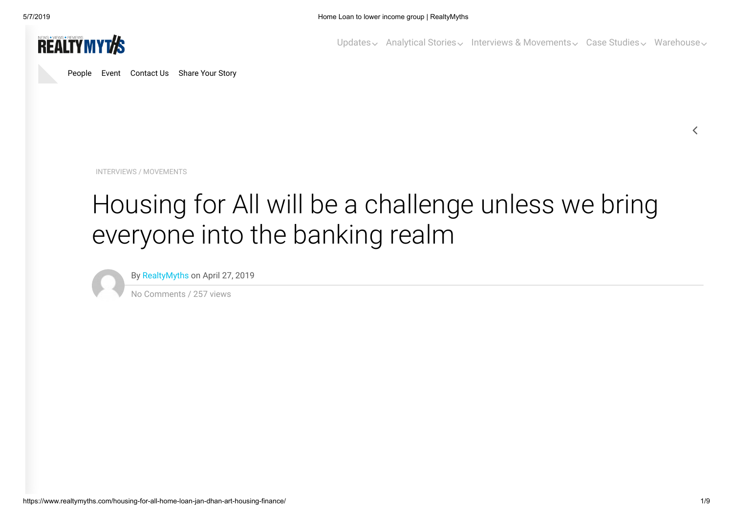INTERVIEWS / MOVEMENTS

# Housing for All will be a challenge unless we bring everyone into the banking realm

By RealtyMyths on April 27, 2019

No Comments / 257 views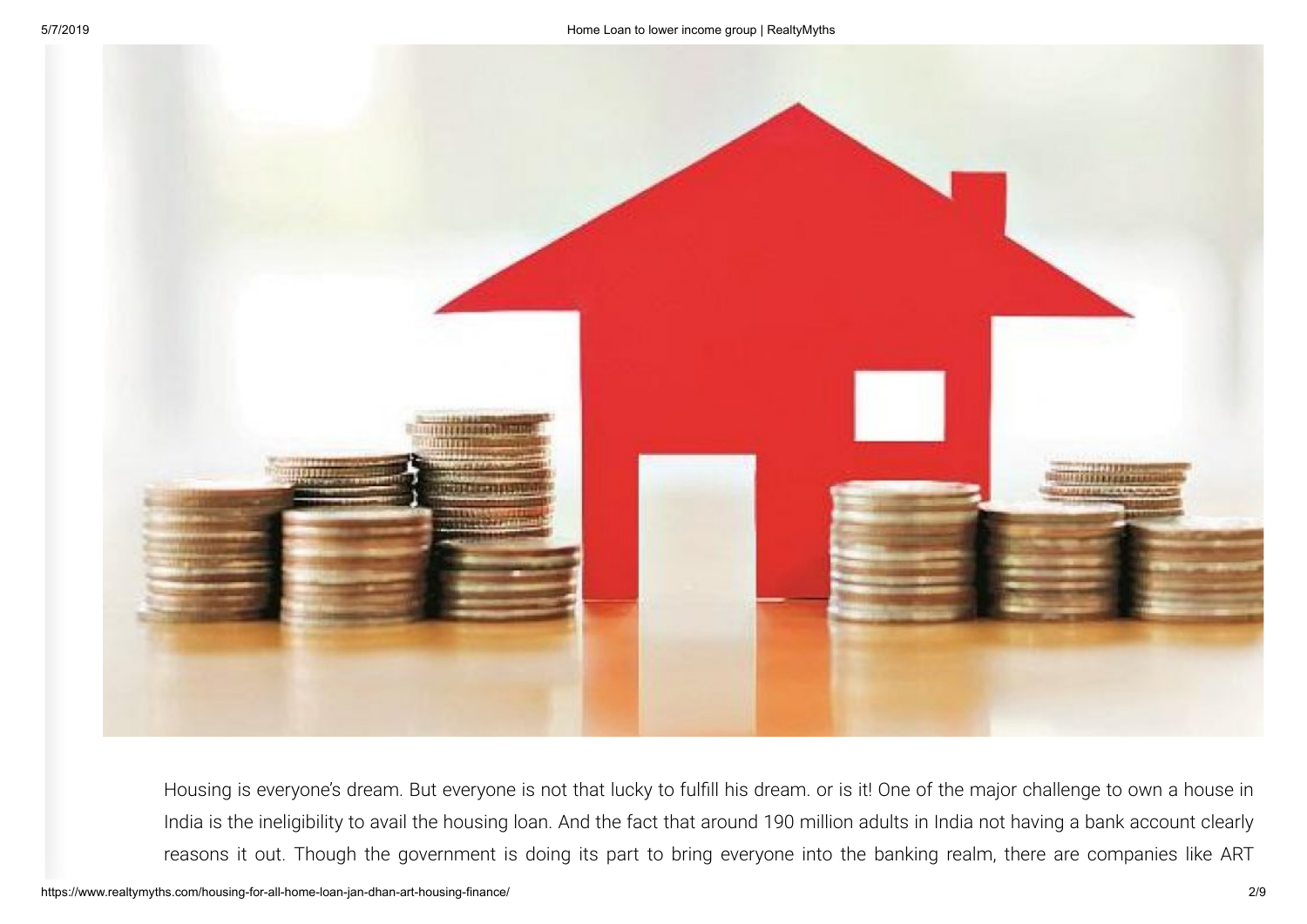Housing is everyone's dream. But everyone is not that lucky to fulfill his dream. or is it! One of the major challenge to own a house in India is the ineligibility to avail the housing loan. And the fact that around 190 million adults in India not having a bank account clearly reasons it out. Though the government is doing its part to bring everyone into the banking realm, there are companies like ART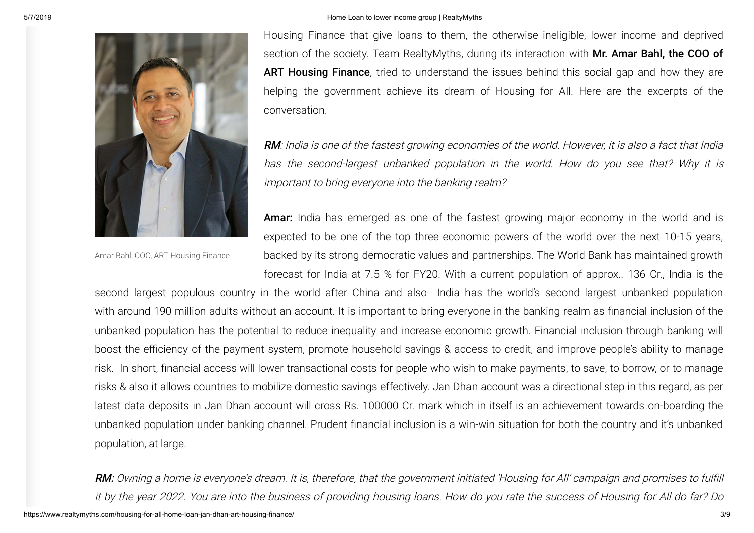Housing Finance that give loans to them, the otherwise ineligible, lower income and deprived section of the society. Team RealtyMyths, during its interaction with **Mr. Amar Bahl, the COO of ART Housing Finance**, tried to understand the issues behind this social gap and how they are helping the government achieve its dream of Housing for All. Here are the excerpts of the conversation.

Amar Bahl, COO, ART Housing Finance

***RM**: India is one of the fastest growing economies of the world. However, it is also a fact that India has the second-largest unbanked population in the world. How do you see that? Why it is important to bring everyone into the banking realm?*

**Amar:** India has emerged as one of the fastest growing major economy in the world and is expected to be one of the top three economic powers of the world over the next 10-15 years, backed by its strong democratic values and partnerships. The World Bank has maintained growth forecast for India at 7.5 % for FY20. With a current population of approx.. 136 Cr., India is the second largest populous country in the world after China and also India has the world's second largest unbanked population with around 190 million adults without an account. It is important to bring everyone in the banking realm as financial inclusion of the unbanked population has the potential to reduce inequality and increase economic growth. Financial inclusion through banking will boost the efficiency of the payment system, promote household savings & access to credit, and improve people's ability to manage risk. In short, financial access will lower transactional costs for people who wish to make payments, to save, to borrow, or to manage risks & also it allows countries to mobilize domestic savings effectively. Jan Dhan account was a directional step in this regard, as per latest data deposits in Jan Dhan account will cross Rs. 100000 Cr. mark which in itself is an achievement towards on-boarding the unbanked population under banking channel. Prudent financial inclusion is a win-win situation for both the country and it's unbanked population, at large.

***RM:** Owning a home is everyone's dream. It is, therefore, that the government initiated 'Housing for All' campaign and promises to fulfill it by the year 2022. You are into the business of providing housing loans. How do you rate the success of Housing for All do far? Do*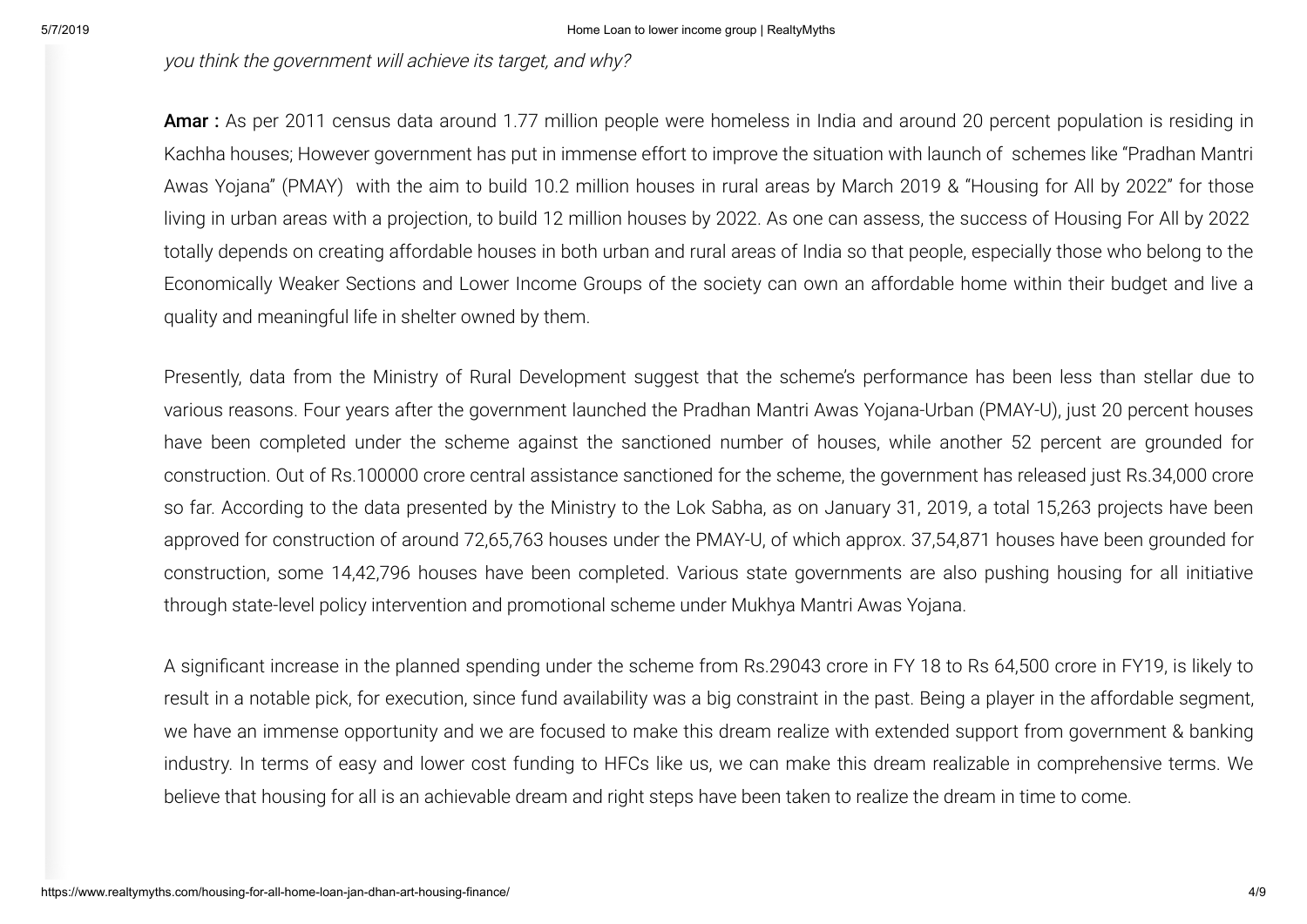*you think the government will achieve its target, and why?*

**Amar :** As per 2011 census data around 1.77 million people were homeless in India and around 20 percent population is residing in Kachha houses; However government has put in immense effort to improve the situation with launch of schemes like "Pradhan Mantri Awas Yojana" (PMAY) with the aim to build 10.2 million houses in rural areas by March 2019 & "Housing for All by 2022" for those living in urban areas with a projection, to build 12 million houses by 2022. As one can assess, the success of Housing For All by 2022 totally depends on creating affordable houses in both urban and rural areas of India so that people, especially those who belong to the Economically Weaker Sections and Lower Income Groups of the society can own an affordable home within their budget and live a quality and meaningful life in shelter owned by them.

Presently, data from the Ministry of Rural Development suggest that the scheme's performance has been less than stellar due to various reasons. Four years after the government launched the Pradhan Mantri Awas Yojana-Urban (PMAY-U), just 20 percent houses have been completed under the scheme against the sanctioned number of houses, while another 52 percent are grounded for construction. Out of Rs.100000 crore central assistance sanctioned for the scheme, the government has released just Rs.34,000 crore so far. According to the data presented by the Ministry to the Lok Sabha, as on January 31, 2019, a total 15,263 projects have been approved for construction of around 72,65,763 houses under the PMAY-U, of which approx. 37,54,871 houses have been grounded for construction, some 14,42,796 houses have been completed. Various state governments are also pushing housing for all initiative through state-level policy intervention and promotional scheme under Mukhya Mantri Awas Yojana.

A significant increase in the planned spending under the scheme from Rs.29043 crore in FY 18 to Rs 64,500 crore in FY19, is likely to result in a notable pick, for execution, since fund availability was a big constraint in the past. Being a player in the affordable segment, we have an immense opportunity and we are focused to make this dream realize with extended support from government & banking industry. In terms of easy and lower cost funding to HFCs like us, we can make this dream realizable in comprehensive terms. We believe that housing for all is an achievable dream and right steps have been taken to realize the dream in time to come.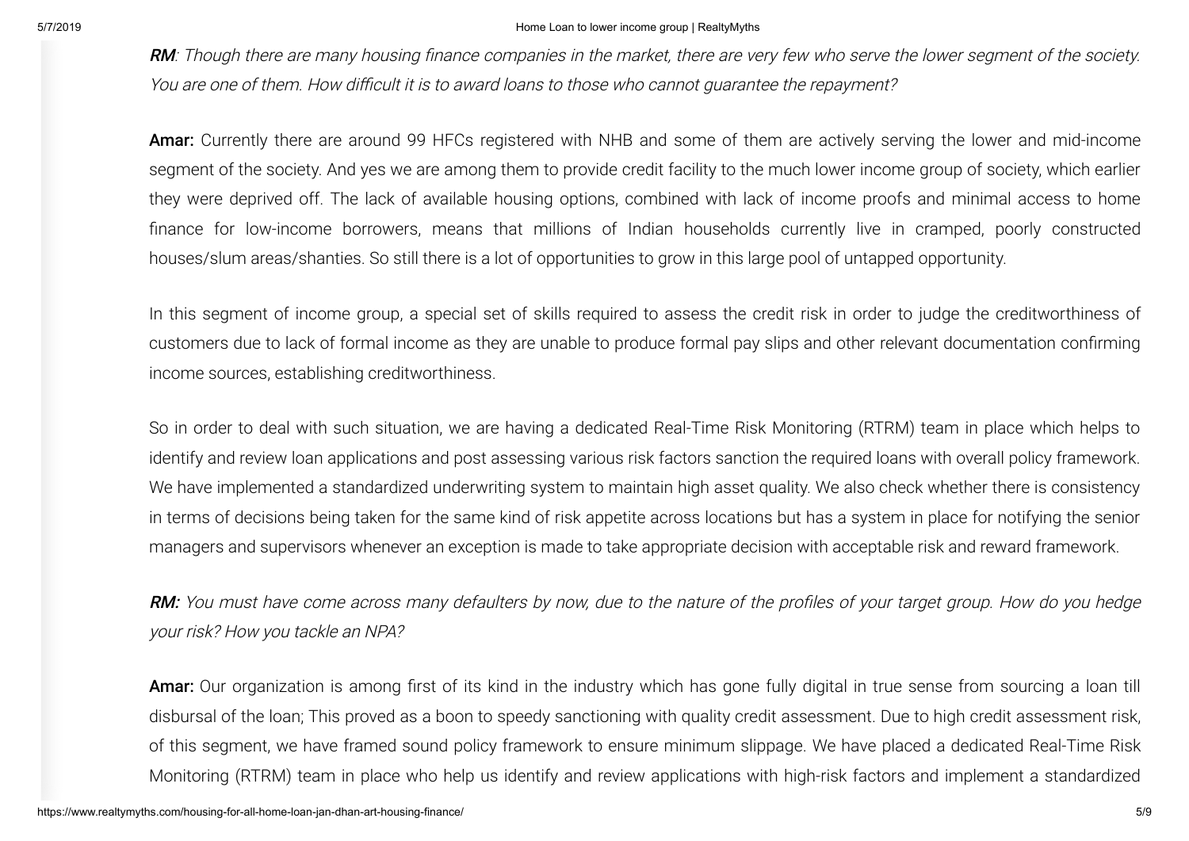***RM***: *Though there are many housing finance companies in the market, there are very few who serve the lower segment of the society. You are one of them. How difficult it is to award loans to those who cannot guarantee the repayment?*

**Amar:** Currently there are around 99 HFCs registered with NHB and some of them are actively serving the lower and mid-income segment of the society. And yes we are among them to provide credit facility to the much lower income group of society, which earlier they were deprived off. The lack of available housing options, combined with lack of income proofs and minimal access to home finance for low-income borrowers, means that millions of Indian households currently live in cramped, poorly constructed houses/slum areas/shanties. So still there is a lot of opportunities to grow in this large pool of untapped opportunity.

In this segment of income group, a special set of skills required to assess the credit risk in order to judge the creditworthiness of customers due to lack of formal income as they are unable to produce formal pay slips and other relevant documentation confirming income sources, establishing creditworthiness.

So in order to deal with such situation, we are having a dedicated Real-Time Risk Monitoring (RTRM) team in place which helps to identify and review loan applications and post assessing various risk factors sanction the required loans with overall policy framework. We have implemented a standardized underwriting system to maintain high asset quality. We also check whether there is consistency in terms of decisions being taken for the same kind of risk appetite across locations but has a system in place for notifying the senior managers and supervisors whenever an exception is made to take appropriate decision with acceptable risk and reward framework.

***RM:*** *You must have come across many defaulters by now, due to the nature of the profiles of your target group. How do you hedge your risk? How you tackle an NPA?*

**Amar:** Our organization is among first of its kind in the industry which has gone fully digital in true sense from sourcing a loan till disbursal of the loan; This proved as a boon to speedy sanctioning with quality credit assessment. Due to high credit assessment risk, of this segment, we have framed sound policy framework to ensure minimum slippage. We have placed a dedicated Real-Time Risk Monitoring (RTRM) team in place who help us identify and review applications with high-risk factors and implement a standardized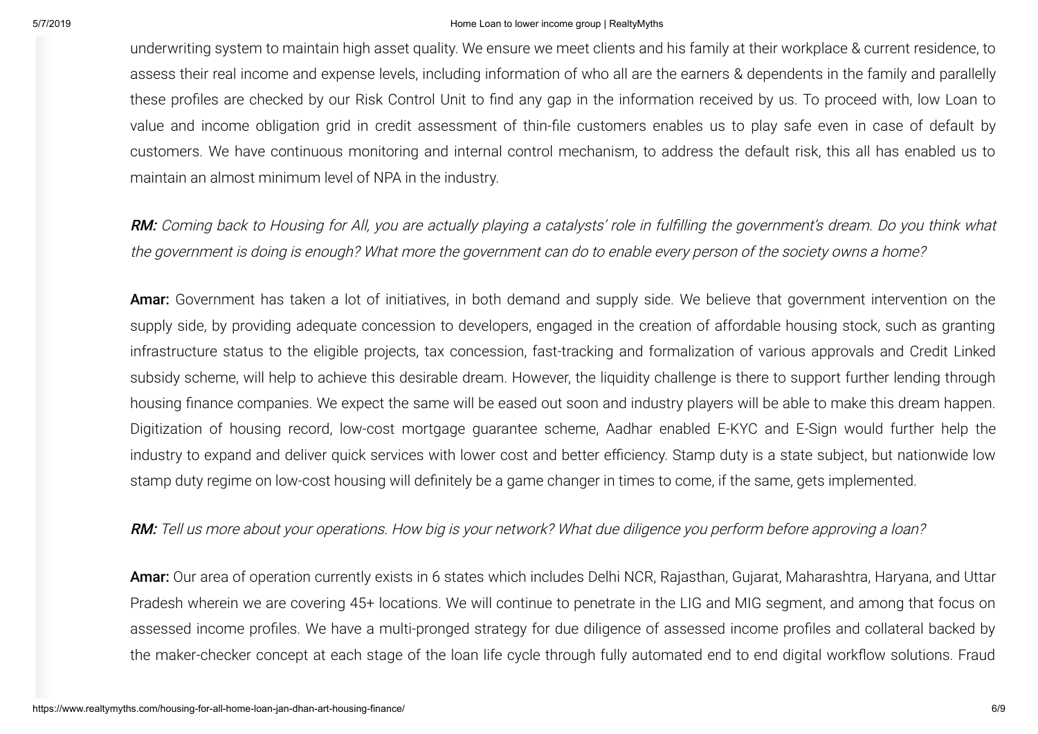underwriting system to maintain high asset quality. We ensure we meet clients and his family at their workplace & current residence, to assess their real income and expense levels, including information of who all are the earners & dependents in the family and parallelly these profiles are checked by our Risk Control Unit to find any gap in the information received by us. To proceed with, low Loan to value and income obligation grid in credit assessment of thin-file customers enables us to play safe even in case of default by customers. We have continuous monitoring and internal control mechanism, to address the default risk, this all has enabled us to maintain an almost minimum level of NPA in the industry.

***RM:*** *Coming back to Housing for All, you are actually playing a catalysts' role in fulfilling the government's dream. Do you think what the government is doing is enough? What more the government can do to enable every person of the society owns a home?*

**Amar:** Government has taken a lot of initiatives, in both demand and supply side. We believe that government intervention on the supply side, by providing adequate concession to developers, engaged in the creation of affordable housing stock, such as granting infrastructure status to the eligible projects, tax concession, fast-tracking and formalization of various approvals and Credit Linked subsidy scheme, will help to achieve this desirable dream. However, the liquidity challenge is there to support further lending through housing finance companies. We expect the same will be eased out soon and industry players will be able to make this dream happen. Digitization of housing record, low-cost mortgage guarantee scheme, Aadhar enabled E-KYC and E-Sign would further help the industry to expand and deliver quick services with lower cost and better efficiency. Stamp duty is a state subject, but nationwide low stamp duty regime on low-cost housing will definitely be a game changer in times to come, if the same, gets implemented.

***RM:*** *Tell us more about your operations. How big is your network? What due diligence you perform before approving a loan?*

**Amar:** Our area of operation currently exists in 6 states which includes Delhi NCR, Rajasthan, Gujarat, Maharashtra, Haryana, and Uttar Pradesh wherein we are covering 45+ locations. We will continue to penetrate in the LIG and MIG segment, and among that focus on assessed income profiles. We have a multi-pronged strategy for due diligence of assessed income profiles and collateral backed by the maker-checker concept at each stage of the loan life cycle through fully automated end to end digital workflow solutions. Fraud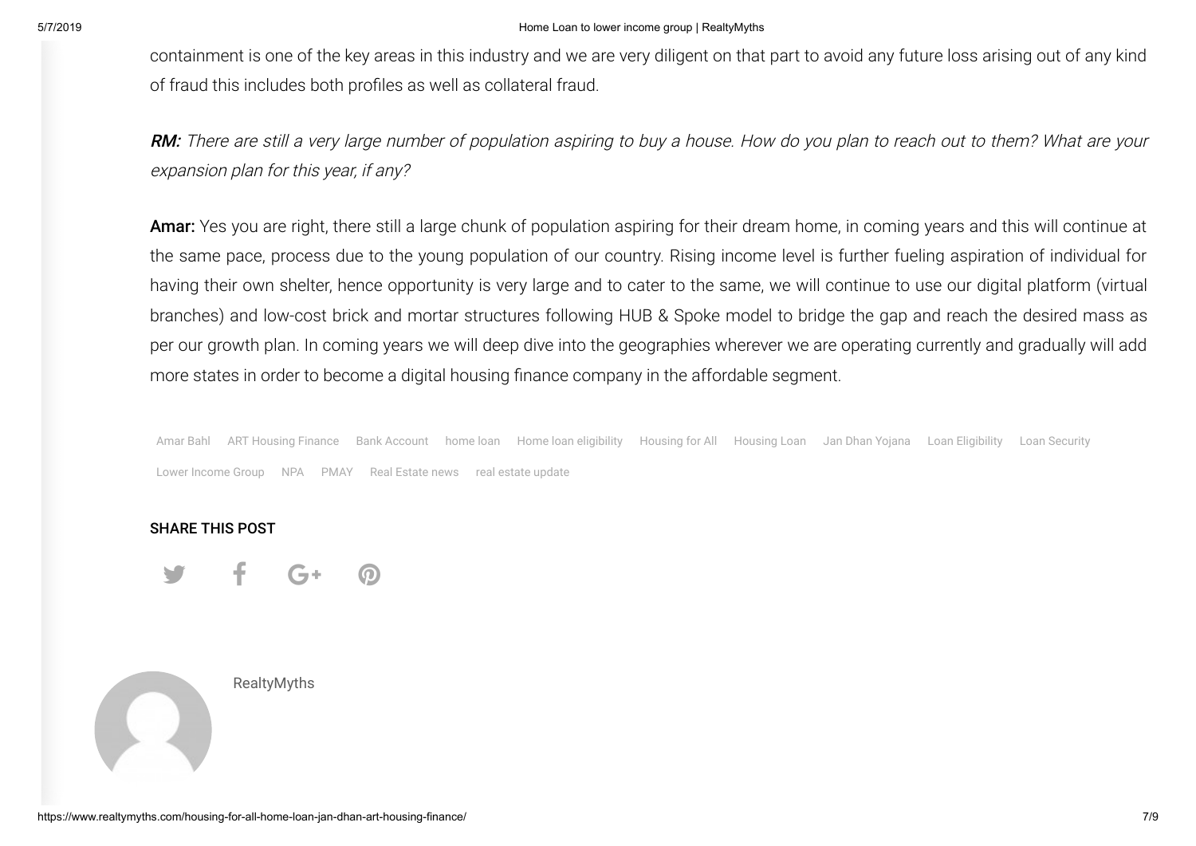containment is one of the key areas in this industry and we are very diligent on that part to avoid any future loss arising out of any kind of fraud this includes both profiles as well as collateral fraud.

***RM:*** *There are still a very large number of population aspiring to buy a house. How do you plan to reach out to them? What are your expansion plan for this year, if any?*

**Amar:** Yes you are right, there still a large chunk of population aspiring for their dream home, in coming years and this will continue at the same pace, process due to the young population of our country. Rising income level is further fueling aspiration of individual for having their own shelter, hence opportunity is very large and to cater to the same, we will continue to use our digital platform (virtual branches) and low-cost brick and mortar structures following HUB & Spoke model to bridge the gap and reach the desired mass as per our growth plan. In coming years we will deep dive into the geographies wherever we are operating currently and gradually will add more states in order to become a digital housing finance company in the affordable segment.

Amar Bahl   ART Housing Finance   Bank Account   home loan   Home loan eligibility   Housing for All   Housing Loan   Jan Dhan Yojana   Loan Eligibility   Loan Security   Lower Income Group   NPA   PMAY   Real Estate news   real estate update

**SHARE THIS POST**

RealtyMyths